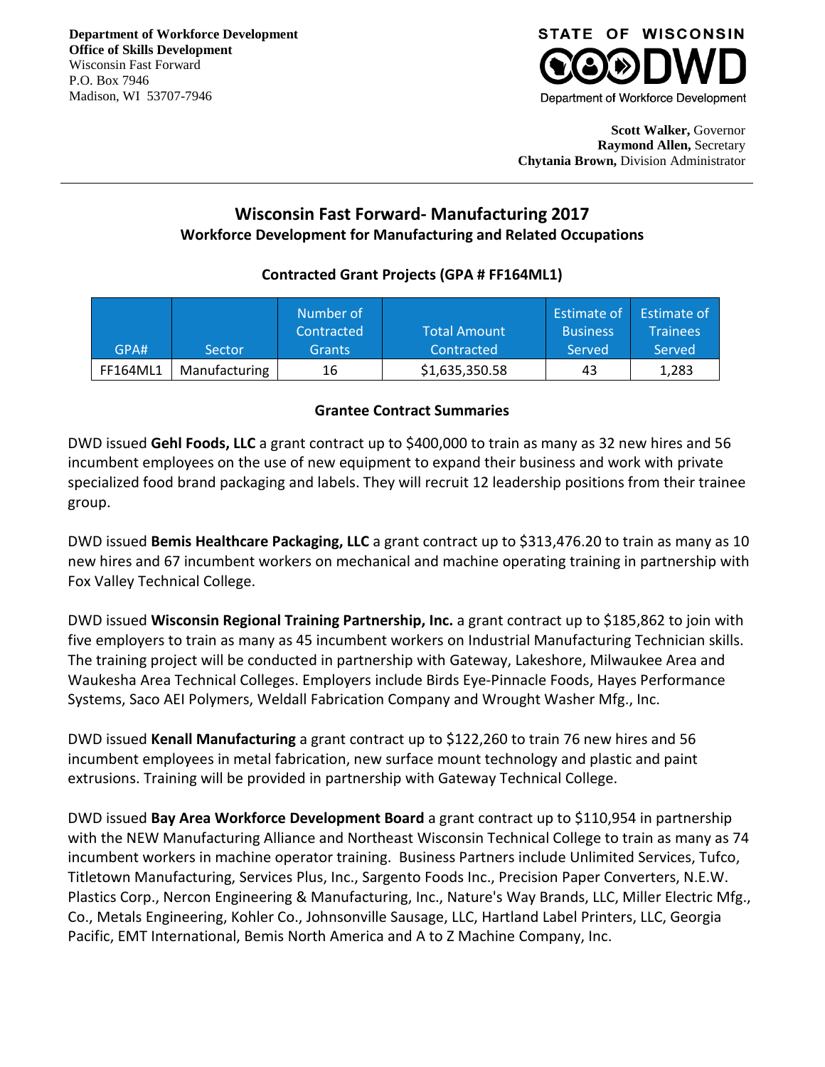**Department of Workforce Development**
**Office of Skills Development**
Wisconsin Fast Forward
P.O. Box 7946
Madison, WI 53707-7946

STATE OF WISCONSIN
DWD
Department of Workforce Development

**Scott Walker,** Governor
**Raymond Allen,** Secretary
**Chytania Brown,** Division Administrator

# Wisconsin Fast Forward- Manufacturing 2017

## Workforce Development for Manufacturing and Related Occupations

### Contracted Grant Projects (GPA # FF164ML1)

| GPA# | Sector | Number of Contracted Grants | Total Amount Contracted | Estimate of Business Served | Estimate of Trainees Served |
|---|---|---|---|---|---|
| FF164ML1 | Manufacturing | 16 | $1,635,350.58 | 43 | 1,283 |

### Grantee Contract Summaries

DWD issued **Gehl Foods, LLC** a grant contract up to $400,000 to train as many as 32 new hires and 56 incumbent employees on the use of new equipment to expand their business and work with private specialized food brand packaging and labels. They will recruit 12 leadership positions from their trainee group.

DWD issued **Bemis Healthcare Packaging, LLC** a grant contract up to $313,476.20 to train as many as 10 new hires and 67 incumbent workers on mechanical and machine operating training in partnership with Fox Valley Technical College.

DWD issued **Wisconsin Regional Training Partnership, Inc.** a grant contract up to $185,862 to join with five employers to train as many as 45 incumbent workers on Industrial Manufacturing Technician skills. The training project will be conducted in partnership with Gateway, Lakeshore, Milwaukee Area and Waukesha Area Technical Colleges. Employers include Birds Eye-Pinnacle Foods, Hayes Performance Systems, Saco AEI Polymers, Weldall Fabrication Company and Wrought Washer Mfg., Inc.

DWD issued **Kenall Manufacturing** a grant contract up to $122,260 to train 76 new hires and 56 incumbent employees in metal fabrication, new surface mount technology and plastic and paint extrusions. Training will be provided in partnership with Gateway Technical College.

DWD issued **Bay Area Workforce Development Board** a grant contract up to $110,954 in partnership with the NEW Manufacturing Alliance and Northeast Wisconsin Technical College to train as many as 74 incumbent workers in machine operator training. Business Partners include Unlimited Services, Tufco, Titletown Manufacturing, Services Plus, Inc., Sargento Foods Inc., Precision Paper Converters, N.E.W. Plastics Corp., Nercon Engineering & Manufacturing, Inc., Nature's Way Brands, LLC, Miller Electric Mfg., Co., Metals Engineering, Kohler Co., Johnsonville Sausage, LLC, Hartland Label Printers, LLC, Georgia Pacific, EMT International, Bemis North America and A to Z Machine Company, Inc.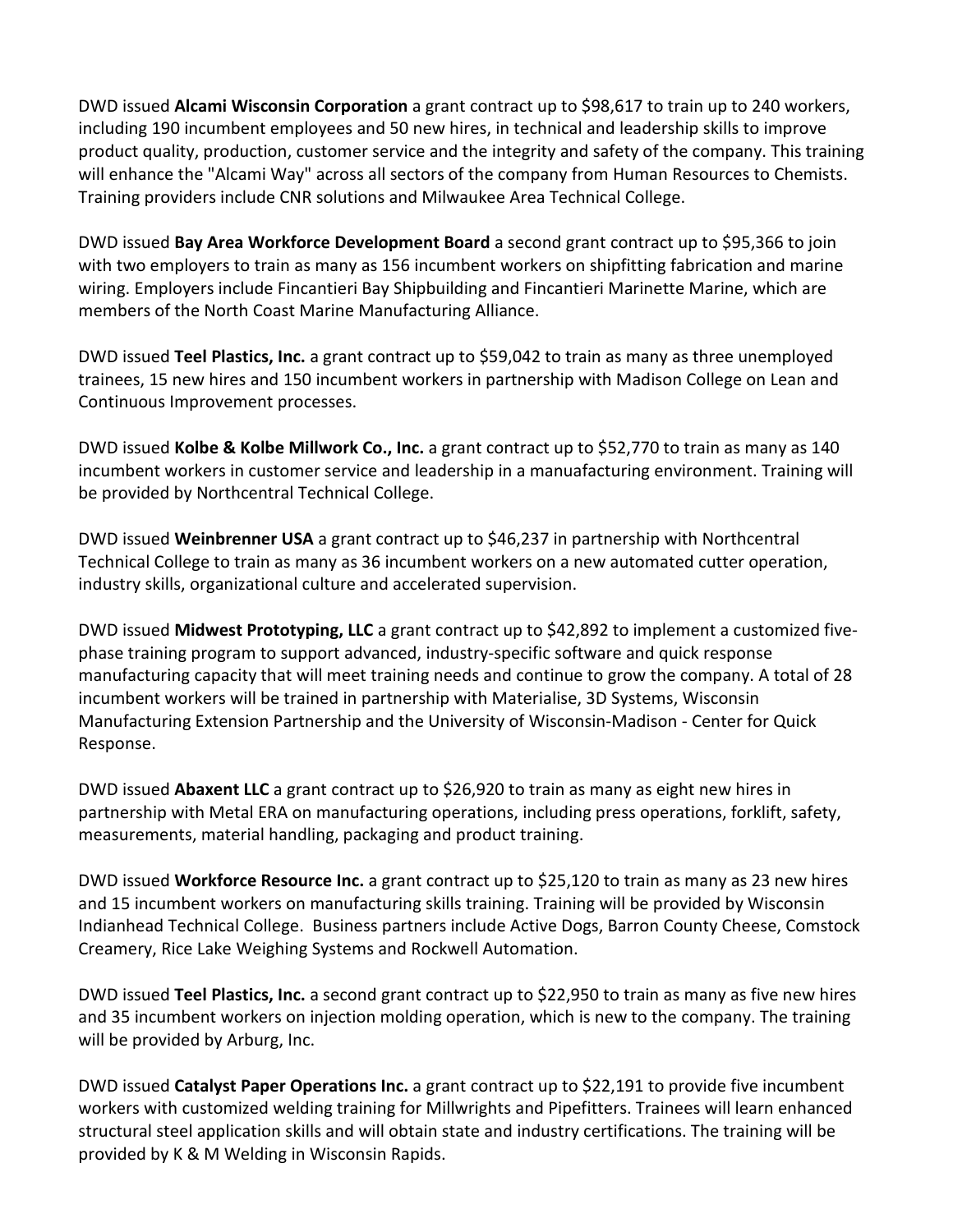DWD issued **Alcami Wisconsin Corporation** a grant contract up to $98,617 to train up to 240 workers, including 190 incumbent employees and 50 new hires, in technical and leadership skills to improve product quality, production, customer service and the integrity and safety of the company. This training will enhance the "Alcami Way" across all sectors of the company from Human Resources to Chemists. Training providers include CNR solutions and Milwaukee Area Technical College.

DWD issued **Bay Area Workforce Development Board** a second grant contract up to $95,366 to join with two employers to train as many as 156 incumbent workers on shipfitting fabrication and marine wiring. Employers include Fincantieri Bay Shipbuilding and Fincantieri Marinette Marine, which are members of the North Coast Marine Manufacturing Alliance.

DWD issued **Teel Plastics, Inc.** a grant contract up to $59,042 to train as many as three unemployed trainees, 15 new hires and 150 incumbent workers in partnership with Madison College on Lean and Continuous Improvement processes.

DWD issued **Kolbe & Kolbe Millwork Co., Inc.** a grant contract up to $52,770 to train as many as 140 incumbent workers in customer service and leadership in a manuafacturing environment. Training will be provided by Northcentral Technical College.

DWD issued **Weinbrenner USA** a grant contract up to $46,237 in partnership with Northcentral Technical College to train as many as 36 incumbent workers on a new automated cutter operation, industry skills, organizational culture and accelerated supervision.

DWD issued **Midwest Prototyping, LLC** a grant contract up to $42,892 to implement a customized five-phase training program to support advanced, industry-specific software and quick response manufacturing capacity that will meet training needs and continue to grow the company. A total of 28 incumbent workers will be trained in partnership with Materialise, 3D Systems, Wisconsin Manufacturing Extension Partnership and the University of Wisconsin-Madison - Center for Quick Response.

DWD issued **Abaxent LLC** a grant contract up to $26,920 to train as many as eight new hires in partnership with Metal ERA on manufacturing operations, including press operations, forklift, safety, measurements, material handling, packaging and product training.

DWD issued **Workforce Resource Inc.** a grant contract up to $25,120 to train as many as 23 new hires and 15 incumbent workers on manufacturing skills training. Training will be provided by Wisconsin Indianhead Technical College. Business partners include Active Dogs, Barron County Cheese, Comstock Creamery, Rice Lake Weighing Systems and Rockwell Automation.

DWD issued **Teel Plastics, Inc.** a second grant contract up to $22,950 to train as many as five new hires and 35 incumbent workers on injection molding operation, which is new to the company. The training will be provided by Arburg, Inc.

DWD issued **Catalyst Paper Operations Inc.** a grant contract up to $22,191 to provide five incumbent workers with customized welding training for Millwrights and Pipefitters. Trainees will learn enhanced structural steel application skills and will obtain state and industry certifications. The training will be provided by K & M Welding in Wisconsin Rapids.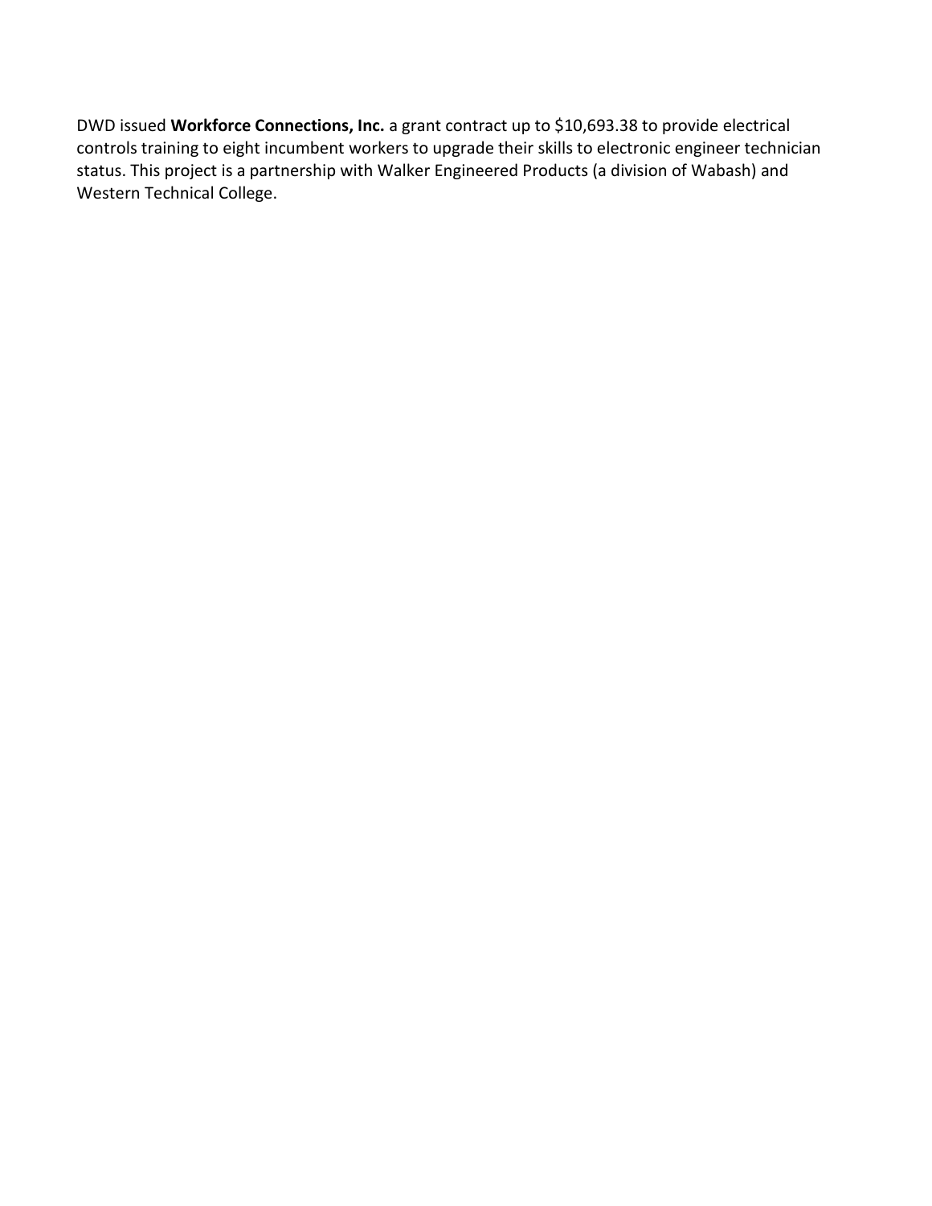DWD issued **Workforce Connections, Inc.** a grant contract up to $10,693.38 to provide electrical controls training to eight incumbent workers to upgrade their skills to electronic engineer technician status. This project is a partnership with Walker Engineered Products (a division of Wabash) and Western Technical College.